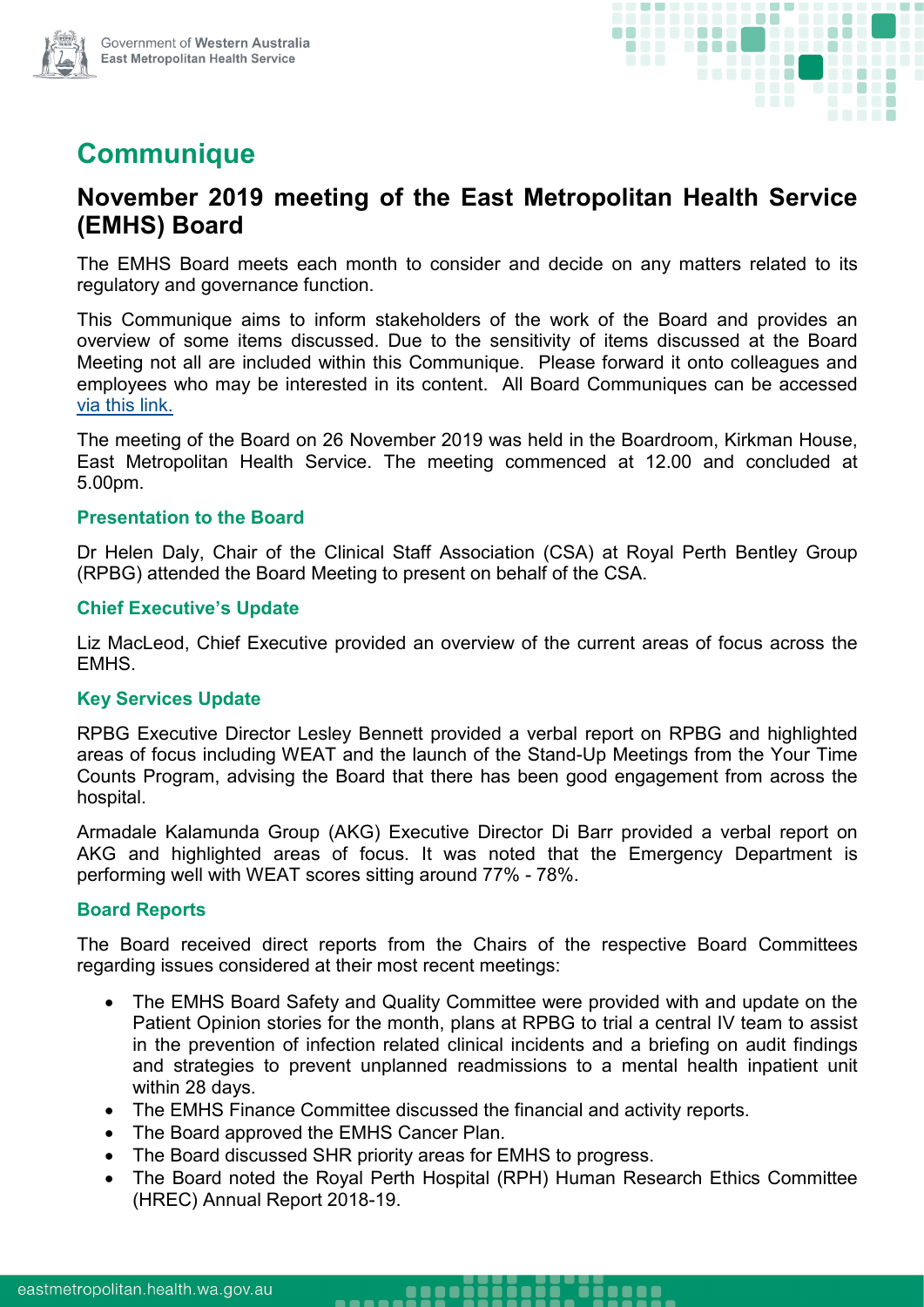# Communique

## November 2019 meeting of the East Metropolitan Health Service (EMHS) Board

The EMHS Board meets each month to consider and decide on any matters related to its regulatory and governance function.

This Communique aims to inform stakeholders of the work of the Board and provides an overview of some items discussed. Due to the sensitivity of items discussed at the Board Meeting not all are included within this Communique. Please forward it onto colleagues and employees who may be interested in its content. All Board Communiques can be accessed via this link.

The meeting of the Board on 26 November 2019 was held in the Boardroom, Kirkman House, East Metropolitan Health Service. The meeting commenced at 12.00 and concluded at 5.00pm.

### Presentation to the Board

Dr Helen Daly, Chair of the Clinical Staff Association (CSA) at Royal Perth Bentley Group (RPBG) attended the Board Meeting to present on behalf of the CSA.

### Chief Executive's Update

Liz MacLeod, Chief Executive provided an overview of the current areas of focus across the EMHS.

### Key Services Update

RPBG Executive Director Lesley Bennett provided a verbal report on RPBG and highlighted areas of focus including WEAT and the launch of the Stand-Up Meetings from the Your Time Counts Program, advising the Board that there has been good engagement from across the hospital.

Armadale Kalamunda Group (AKG) Executive Director Di Barr provided a verbal report on AKG and highlighted areas of focus. It was noted that the Emergency Department is performing well with WEAT scores sitting around 77% - 78%.

### Board Reports

The Board received direct reports from the Chairs of the respective Board Committees regarding issues considered at their most recent meetings:

- The EMHS Board Safety and Quality Committee were provided with and update on the Patient Opinion stories for the month, plans at RPBG to trial a central IV team to assist in the prevention of infection related clinical incidents and a briefing on audit findings and strategies to prevent unplanned readmissions to a mental health inpatient unit within 28 days.
- The EMHS Finance Committee discussed the financial and activity reports.
- The Board approved the EMHS Cancer Plan.
- The Board discussed SHR priority areas for EMHS to progress.
- The Board noted the Royal Perth Hospital (RPH) Human Research Ethics Committee (HREC) Annual Report 2018-19.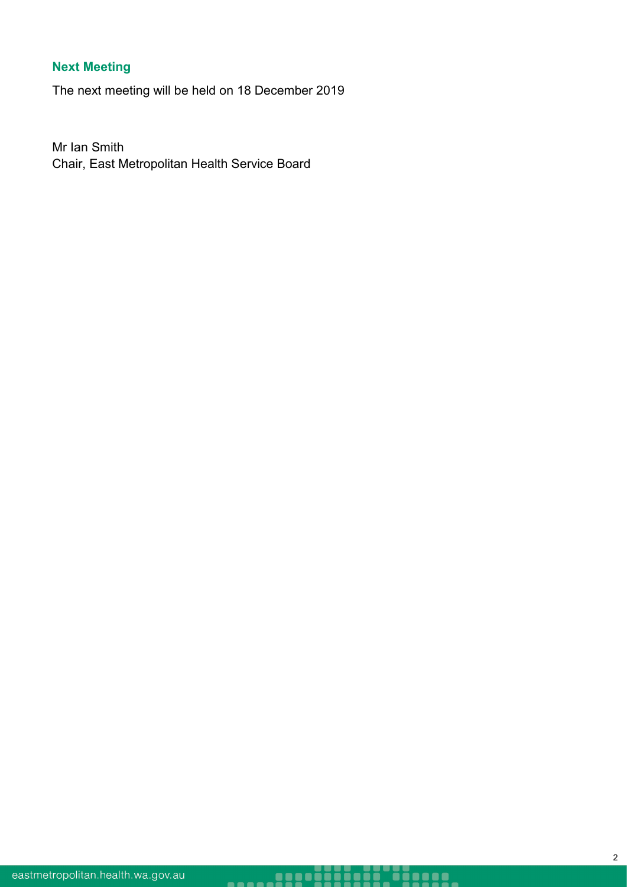### Next Meeting

The next meeting will be held on 18 December 2019

Mr Ian Smith
Chair, East Metropolitan Health Service Board